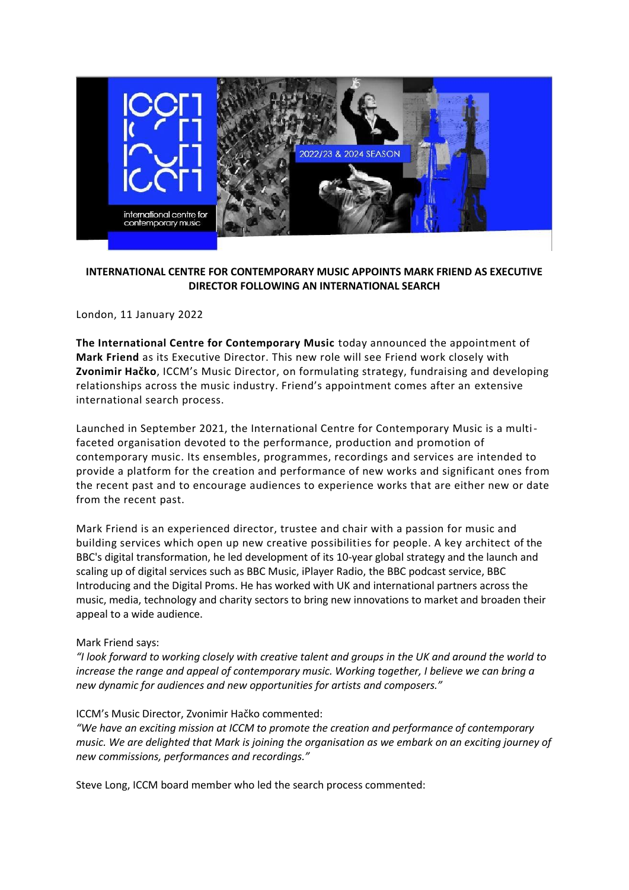# INTERNATIONAL CENTRE FOR CONTEMPORARY MUSIC APPOINTS MARK FRIEND AS EXECUTIVE DIRECTOR FOLLOWING AN INTERNATIONAL SEARCH

London, 11 January 2022

**The International Centre for Contemporary Music** today announced the appointment of **Mark Friend** as its Executive Director. This new role will see Friend work closely with **Zvonimir Hačko**, ICCM's Music Director, on formulating strategy, fundraising and developing relationships across the music industry. Friend's appointment comes after an extensive international search process.

Launched in September 2021, the International Centre for Contemporary Music is a multi-faceted organisation devoted to the performance, production and promotion of contemporary music. Its ensembles, programmes, recordings and services are intended to provide a platform for the creation and performance of new works and significant ones from the recent past and to encourage audiences to experience works that are either new or date from the recent past.

Mark Friend is an experienced director, trustee and chair with a passion for music and building services which open up new creative possibilities for people. A key architect of the BBC's digital transformation, he led development of its 10-year global strategy and the launch and scaling up of digital services such as BBC Music, iPlayer Radio, the BBC podcast service, BBC Introducing and the Digital Proms. He has worked with UK and international partners across the music, media, technology and charity sectors to bring new innovations to market and broaden their appeal to a wide audience.

Mark Friend says:
*"I look forward to working closely with creative talent and groups in the UK and around the world to increase the range and appeal of contemporary music. Working together, I believe we can bring a new dynamic for audiences and new opportunities for artists and composers."*

ICCM's Music Director, Zvonimir Hačko commented:
*"We have an exciting mission at ICCM to promote the creation and performance of contemporary music. We are delighted that Mark is joining the organisation as we embark on an exciting journey of new commissions, performances and recordings."*

Steve Long, ICCM board member who led the search process commented: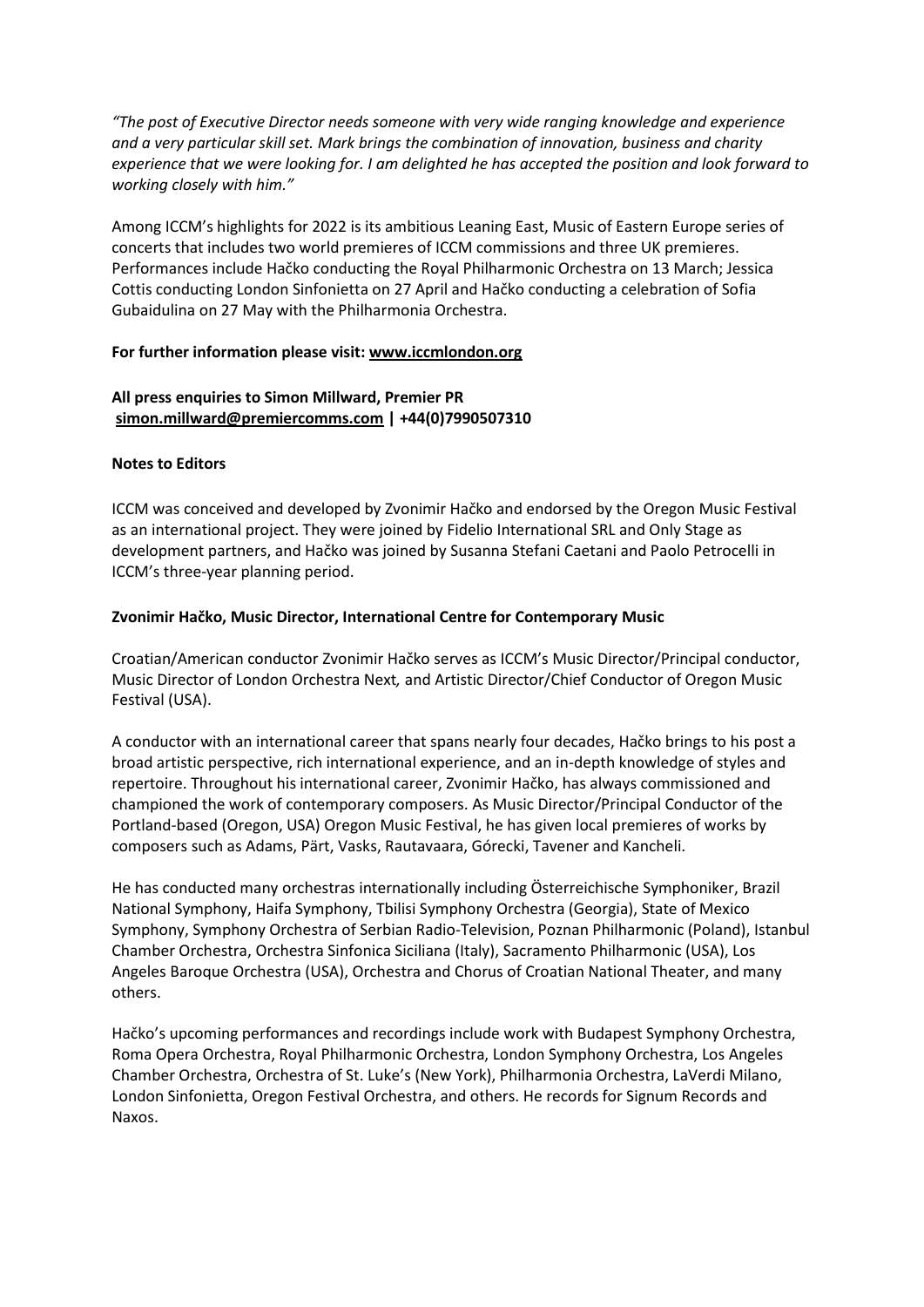*"The post of Executive Director needs someone with very wide ranging knowledge and experience and a very particular skill set. Mark brings the combination of innovation, business and charity experience that we were looking for. I am delighted he has accepted the position and look forward to working closely with him."*

Among ICCM's highlights for 2022 is its ambitious Leaning East, Music of Eastern Europe series of concerts that includes two world premieres of ICCM commissions and three UK premieres. Performances include Hačko conducting the Royal Philharmonic Orchestra on 13 March; Jessica Cottis conducting London Sinfonietta on 27 April and Hačko conducting a celebration of Sofia Gubaidulina on 27 May with the Philharmonia Orchestra.

**For further information please visit: www.iccmlondon.org**

**All press enquiries to Simon Millward, Premier PR**
**simon.millward@premiercomms.com | +44(0)7990507310**

**Notes to Editors**

ICCM was conceived and developed by Zvonimir Hačko and endorsed by the Oregon Music Festival as an international project. They were joined by Fidelio International SRL and Only Stage as development partners, and Hačko was joined by Susanna Stefani Caetani and Paolo Petrocelli in ICCM's three-year planning period.

**Zvonimir Hačko, Music Director, International Centre for Contemporary Music**

Croatian/American conductor Zvonimir Hačko serves as ICCM's Music Director/Principal conductor, Music Director of London Orchestra Next*,* and Artistic Director/Chief Conductor of Oregon Music Festival (USA).

A conductor with an international career that spans nearly four decades, Hačko brings to his post a broad artistic perspective, rich international experience, and an in-depth knowledge of styles and repertoire. Throughout his international career, Zvonimir Hačko, has always commissioned and championed the work of contemporary composers. As Music Director/Principal Conductor of the Portland-based (Oregon, USA) Oregon Music Festival, he has given local premieres of works by composers such as Adams, Pärt, Vasks, Rautavaara, Górecki, Tavener and Kancheli.

He has conducted many orchestras internationally including Österreichische Symphoniker, Brazil National Symphony, Haifa Symphony, Tbilisi Symphony Orchestra (Georgia), State of Mexico Symphony, Symphony Orchestra of Serbian Radio-Television, Poznan Philharmonic (Poland), Istanbul Chamber Orchestra, Orchestra Sinfonica Siciliana (Italy), Sacramento Philharmonic (USA), Los Angeles Baroque Orchestra (USA), Orchestra and Chorus of Croatian National Theater, and many others.

Hačko's upcoming performances and recordings include work with Budapest Symphony Orchestra, Roma Opera Orchestra, Royal Philharmonic Orchestra, London Symphony Orchestra, Los Angeles Chamber Orchestra, Orchestra of St. Luke's (New York), Philharmonia Orchestra, LaVerdi Milano, London Sinfonietta, Oregon Festival Orchestra, and others. He records for Signum Records and Naxos.